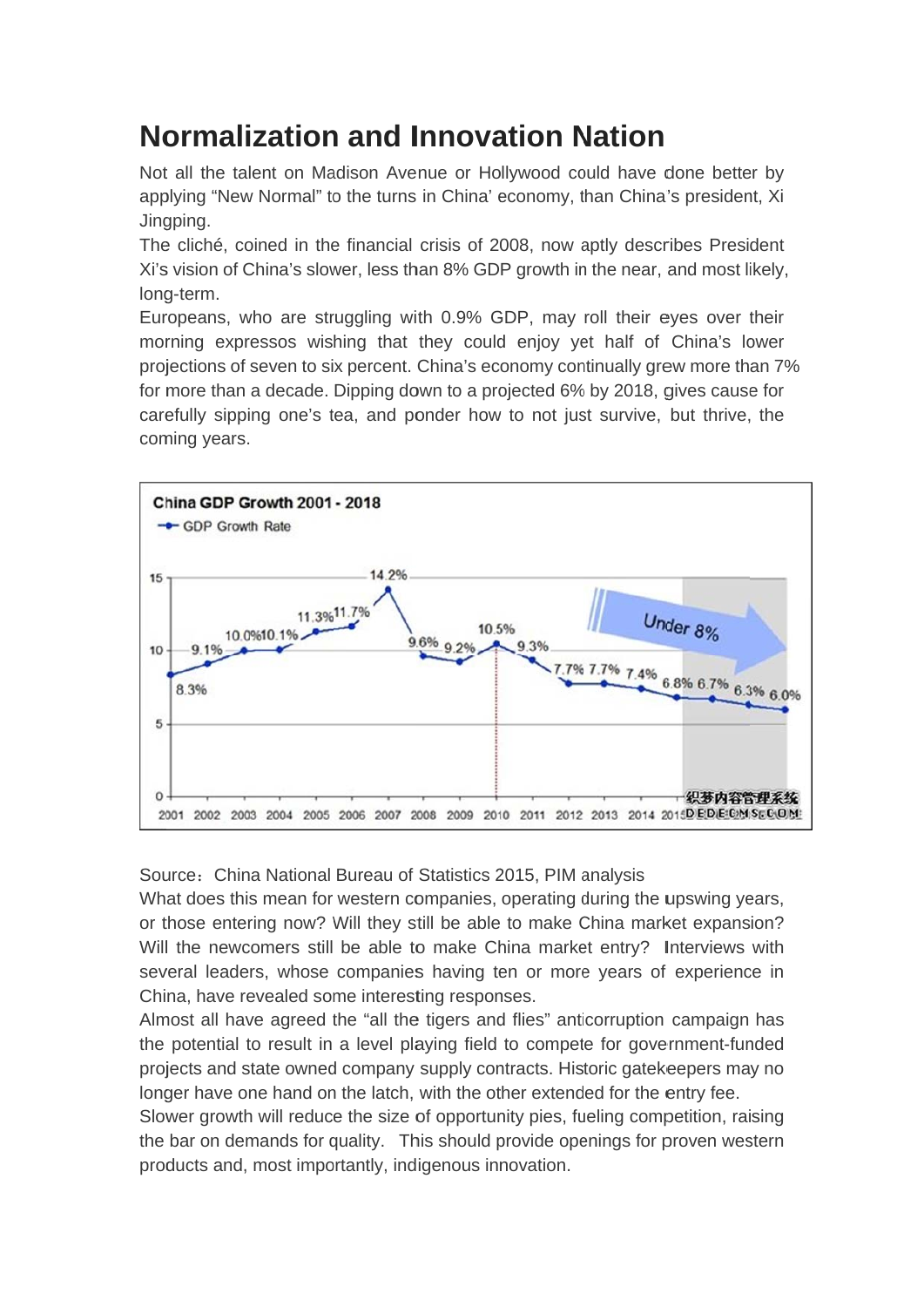# Normalization and Innovation Nation

Not all the talent on Madison Avenue or Hollywood could have done better by applying "New Normal" to the turns in China' economy, than China's president, Xi Jingping.

The cliché, coined in the financial crisis of 2008, now aptly describes President Xi's vision of China's slower, less than 8% GDP growth in the near, and most likely, long-term.

Europeans, who are struggling with 0.9% GDP, may roll their eyes over their morning expressos wishing that they could enjoy yet half of China's lower projections of seven to six percent. China's economy continually grew more than 7% for more than a decade. Dipping down to a projected 6% by 2018, gives cause for carefully sipping one's tea, and ponder how to not just survive, but thrive, the coming years.

**China GDP Growth 2001 - 2018**

GDP Growth Rate

| Year | 2001 | 2002 | 2003 | 2004 | 2005 | 2006 | 2007 | 2008 | 2009 | 2010 | 2011 | 2012 | 2013 | 2014 | 2015 | 2016 | 2017 | 2018 |
|---|---|---|---|---|---|---|---|---|---|---|---|---|---|---|---|---|---|---|
| GDP Growth Rate | 8.3% | 9.1% | 10.0% | 10.1% | 11.3% | 11.7% | 14.2% | 9.6% | 9.2% | 10.5% | 9.3% | 7.7% | 7.7% | 7.4% | 6.8% | 6.7% | 6.3% | 6.0% |

Under 8%

Source：China National Bureau of Statistics 2015, PIM analysis

What does this mean for western companies, operating during the upswing years, or those entering now? Will they still be able to make China market expansion? Will the newcomers still be able to make China market entry? Interviews with several leaders, whose companies having ten or more years of experience in China, have revealed some interesting responses.

Almost all have agreed the "all the tigers and flies" anticorruption campaign has the potential to result in a level playing field to compete for government-funded projects and state owned company supply contracts. Historic gatekeepers may no longer have one hand on the latch, with the other extended for the entry fee.

Slower growth will reduce the size of opportunity pies, fueling competition, raising the bar on demands for quality. This should provide openings for proven western products and, most importantly, indigenous innovation.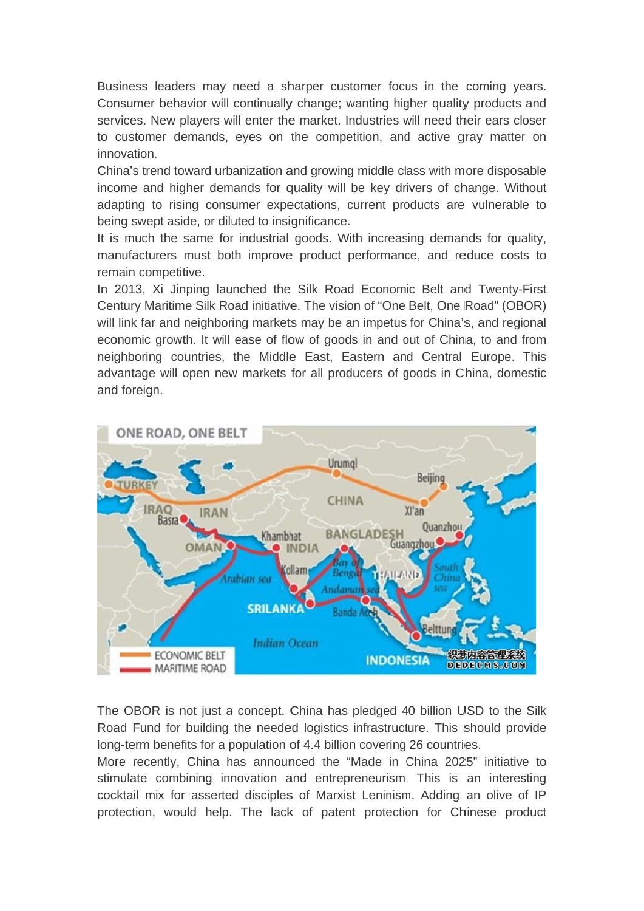Business leaders may need a sharper customer focus in the coming years. Consumer behavior will continually change; wanting higher quality products and services. New players will enter the market. Industries will need their ears closer to customer demands, eyes on the competition, and active gray matter on innovation.

China's trend toward urbanization and growing middle class with more disposable income and higher demands for quality will be key drivers of change. Without adapting to rising consumer expectations, current products are vulnerable to being swept aside, or diluted to insignificance.

It is much the same for industrial goods. With increasing demands for quality, manufacturers must both improve product performance, and reduce costs to remain competitive.

In 2013, Xi Jinping launched the Silk Road Economic Belt and Twenty-First Century Maritime Silk Road initiative. The vision of "One Belt, One Road" (OBOR) will link far and neighboring markets may be an impetus for China's, and regional economic growth. It will ease of flow of goods in and out of China, to and from neighboring countries, the Middle East, Eastern and Central Europe. This advantage will open new markets for all producers of goods in China, domestic and foreign.

The OBOR is not just a concept. China has pledged 40 billion USD to the Silk Road Fund for building the needed logistics infrastructure. This should provide long-term benefits for a population of 4.4 billion covering 26 countries.

More recently, China has announced the "Made in China 2025" initiative to stimulate combining innovation and entrepreneurism. This is an interesting cocktail mix for asserted disciples of Marxist Leninism. Adding an olive of IP protection, would help. The lack of patent protection for Chinese product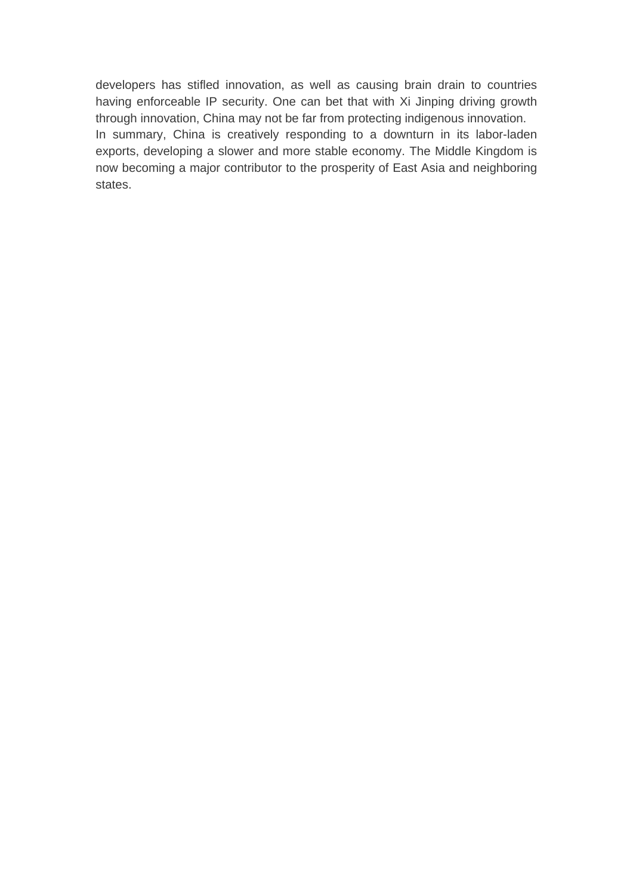developers has stifled innovation, as well as causing brain drain to countries having enforceable IP security. One can bet that with Xi Jinping driving growth through innovation, China may not be far from protecting indigenous innovation.

In summary, China is creatively responding to a downturn in its labor-laden exports, developing a slower and more stable economy. The Middle Kingdom is now becoming a major contributor to the prosperity of East Asia and neighboring states.